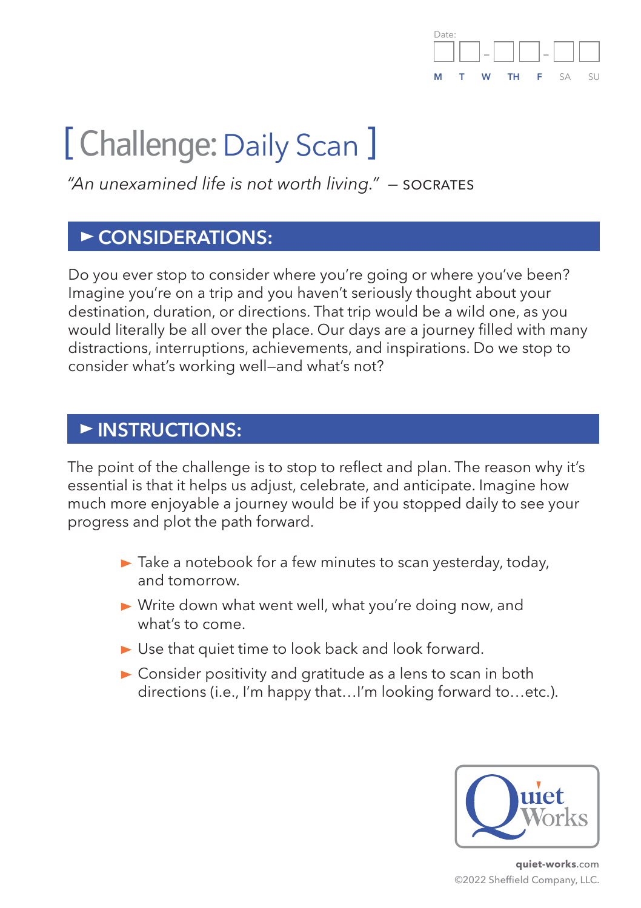Date: __ __ - __ __ - __ __

M T W TH F SA SU

# [ Challenge: Daily Scan ]

*"An unexamined life is not worth living."* — SOCRATES

## ► CONSIDERATIONS:

Do you ever stop to consider where you're going or where you've been? Imagine you're on a trip and you haven't seriously thought about your destination, duration, or directions. That trip would be a wild one, as you would literally be all over the place. Our days are a journey filled with many distractions, interruptions, achievements, and inspirations. Do we stop to consider what's working well—and what's not?

## ► INSTRUCTIONS:

The point of the challenge is to stop to reflect and plan. The reason why it's essential is that it helps us adjust, celebrate, and anticipate. Imagine how much more enjoyable a journey would be if you stopped daily to see your progress and plot the path forward.

- Take a notebook for a few minutes to scan yesterday, today, and tomorrow.
- Write down what went well, what you're doing now, and what's to come.
- Use that quiet time to look back and look forward.
- Consider positivity and gratitude as a lens to scan in both directions (i.e., I'm happy that…I'm looking forward to…etc.).

Quiet Works

**quiet-works**.com

©2022 Sheffield Company, LLC.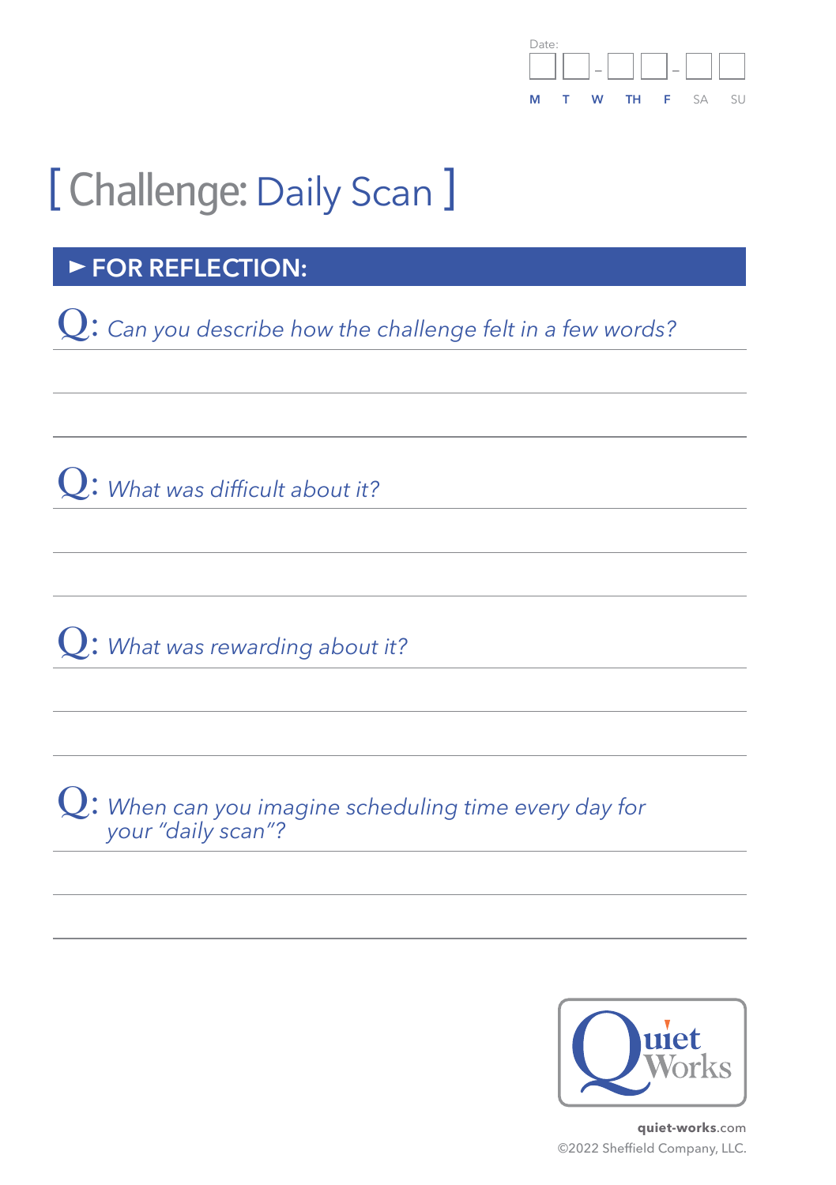Date: __ __ - __ __ - __ __

M T W TH F SA SU

# [ Challenge: Daily Scan ]

## ► FOR REFLECTION:

**Q:** *Can you describe how the challenge felt in a few words?*

**Q:** *What was difficult about it?*

**Q:** *What was rewarding about it?*

**Q:** *When can you imagine scheduling time every day for your "daily scan"?*

Quiet Works

**quiet-works**.com
©2022 Sheffield Company, LLC.